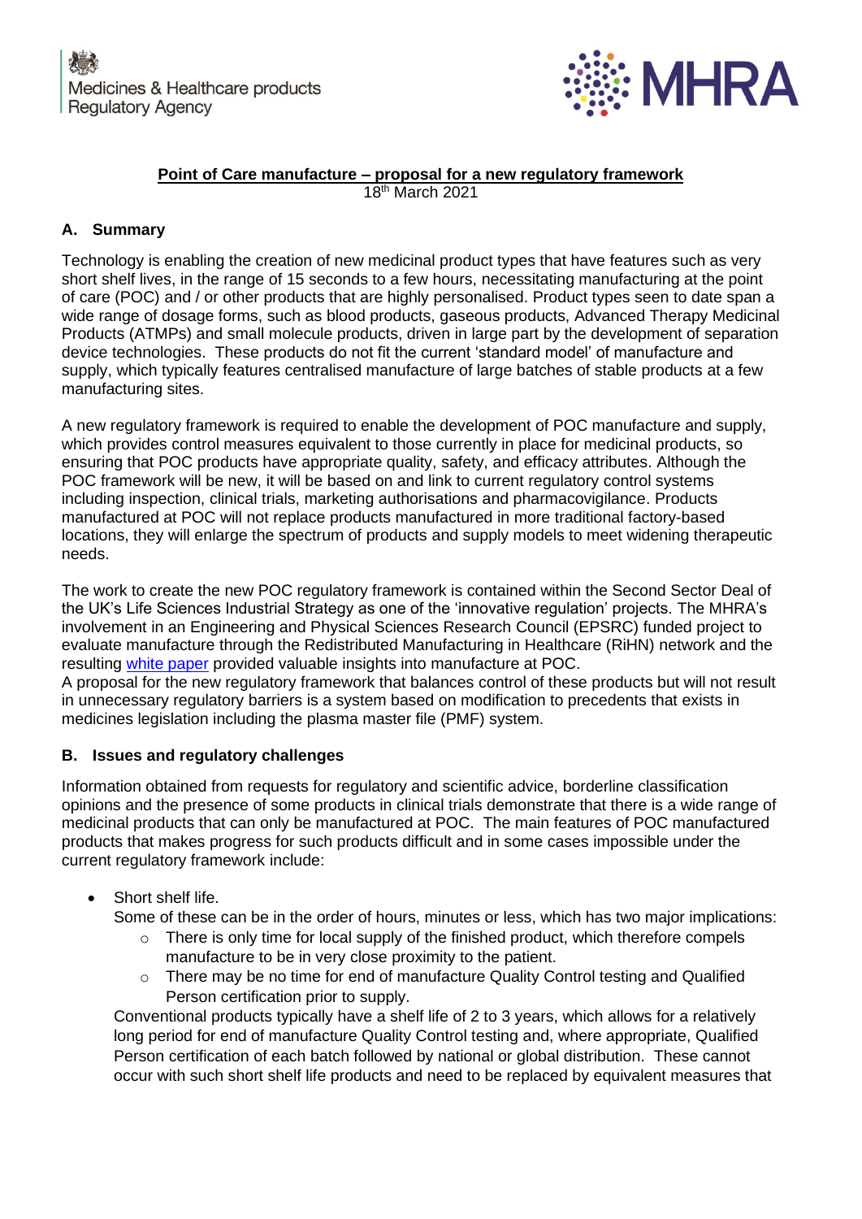Medicines & Healthcare products Regulatory Agency

MHRA

# Point of Care manufacture – proposal for a new regulatory framework

18th March 2021

## A. Summary

Technology is enabling the creation of new medicinal product types that have features such as very short shelf lives, in the range of 15 seconds to a few hours, necessitating manufacturing at the point of care (POC) and / or other products that are highly personalised. Product types seen to date span a wide range of dosage forms, such as blood products, gaseous products, Advanced Therapy Medicinal Products (ATMPs) and small molecule products, driven in large part by the development of separation device technologies. These products do not fit the current 'standard model' of manufacture and supply, which typically features centralised manufacture of large batches of stable products at a few manufacturing sites.

A new regulatory framework is required to enable the development of POC manufacture and supply, which provides control measures equivalent to those currently in place for medicinal products, so ensuring that POC products have appropriate quality, safety, and efficacy attributes. Although the POC framework will be new, it will be based on and link to current regulatory control systems including inspection, clinical trials, marketing authorisations and pharmacovigilance. Products manufactured at POC will not replace products manufactured in more traditional factory-based locations, they will enlarge the spectrum of products and supply models to meet widening therapeutic needs.

The work to create the new POC regulatory framework is contained within the Second Sector Deal of the UK's Life Sciences Industrial Strategy as one of the 'innovative regulation' projects. The MHRA's involvement in an Engineering and Physical Sciences Research Council (EPSRC) funded project to evaluate manufacture through the Redistributed Manufacturing in Healthcare (RiHN) network and the resulting white paper provided valuable insights into manufacture at POC.

A proposal for the new regulatory framework that balances control of these products but will not result in unnecessary regulatory barriers is a system based on modification to precedents that exists in medicines legislation including the plasma master file (PMF) system.

## B. Issues and regulatory challenges

Information obtained from requests for regulatory and scientific advice, borderline classification opinions and the presence of some products in clinical trials demonstrate that there is a wide range of medicinal products that can only be manufactured at POC. The main features of POC manufactured products that makes progress for such products difficult and in some cases impossible under the current regulatory framework include:

- Short shelf life.
  Some of these can be in the order of hours, minutes or less, which has two major implications:
  - There is only time for local supply of the finished product, which therefore compels manufacture to be in very close proximity to the patient.
  - There may be no time for end of manufacture Quality Control testing and Qualified Person certification prior to supply.

  Conventional products typically have a shelf life of 2 to 3 years, which allows for a relatively long period for end of manufacture Quality Control testing and, where appropriate, Qualified Person certification of each batch followed by national or global distribution. These cannot occur with such short shelf life products and need to be replaced by equivalent measures that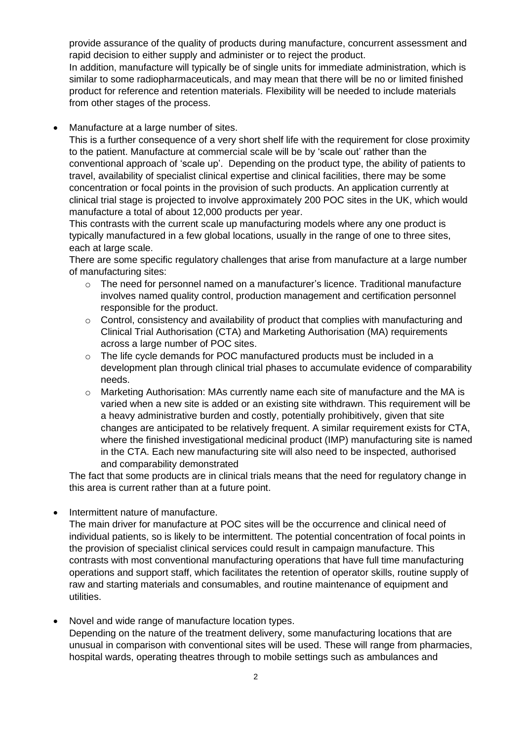provide assurance of the quality of products during manufacture, concurrent assessment and rapid decision to either supply and administer or to reject the product.
In addition, manufacture will typically be of single units for immediate administration, which is similar to some radiopharmaceuticals, and may mean that there will be no or limited finished product for reference and retention materials. Flexibility will be needed to include materials from other stages of the process.

- Manufacture at a large number of sites.
  This is a further consequence of a very short shelf life with the requirement for close proximity to the patient. Manufacture at commercial scale will be by 'scale out' rather than the conventional approach of 'scale up'. Depending on the product type, the ability of patients to travel, availability of specialist clinical expertise and clinical facilities, there may be some concentration or focal points in the provision of such products. An application currently at clinical trial stage is projected to involve approximately 200 POC sites in the UK, which would manufacture a total of about 12,000 products per year.
  This contrasts with the current scale up manufacturing models where any one product is typically manufactured in a few global locations, usually in the range of one to three sites, each at large scale.
  There are some specific regulatory challenges that arise from manufacture at a large number of manufacturing sites:
  - The need for personnel named on a manufacturer's licence. Traditional manufacture involves named quality control, production management and certification personnel responsible for the product.
  - Control, consistency and availability of product that complies with manufacturing and Clinical Trial Authorisation (CTA) and Marketing Authorisation (MA) requirements across a large number of POC sites.
  - The life cycle demands for POC manufactured products must be included in a development plan through clinical trial phases to accumulate evidence of comparability needs.
  - Marketing Authorisation: MAs currently name each site of manufacture and the MA is varied when a new site is added or an existing site withdrawn. This requirement will be a heavy administrative burden and costly, potentially prohibitively, given that site changes are anticipated to be relatively frequent. A similar requirement exists for CTA, where the finished investigational medicinal product (IMP) manufacturing site is named in the CTA. Each new manufacturing site will also need to be inspected, authorised and comparability demonstrated

  The fact that some products are in clinical trials means that the need for regulatory change in this area is current rather than at a future point.

- Intermittent nature of manufacture.
  The main driver for manufacture at POC sites will be the occurrence and clinical need of individual patients, so is likely to be intermittent. The potential concentration of focal points in the provision of specialist clinical services could result in campaign manufacture. This contrasts with most conventional manufacturing operations that have full time manufacturing operations and support staff, which facilitates the retention of operator skills, routine supply of raw and starting materials and consumables, and routine maintenance of equipment and utilities.

- Novel and wide range of manufacture location types.
  Depending on the nature of the treatment delivery, some manufacturing locations that are unusual in comparison with conventional sites will be used. These will range from pharmacies, hospital wards, operating theatres through to mobile settings such as ambulances and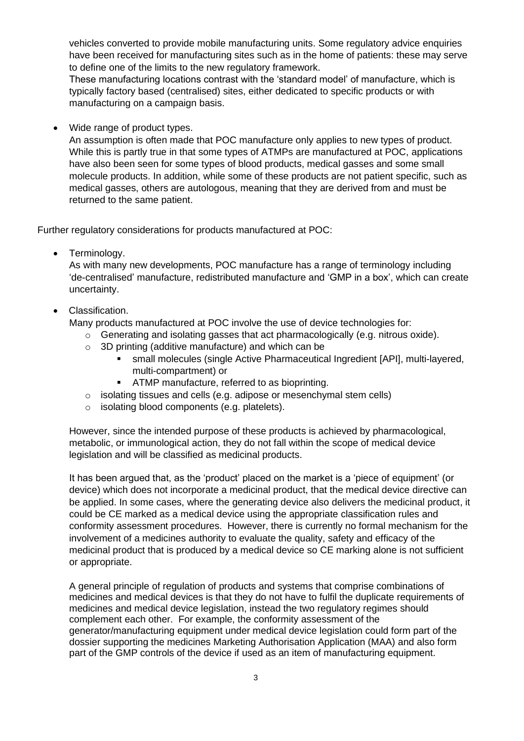vehicles converted to provide mobile manufacturing units. Some regulatory advice enquiries have been received for manufacturing sites such as in the home of patients: these may serve to define one of the limits to the new regulatory framework.
These manufacturing locations contrast with the 'standard model' of manufacture, which is typically factory based (centralised) sites, either dedicated to specific products or with manufacturing on a campaign basis.

- Wide range of product types.
  An assumption is often made that POC manufacture only applies to new types of product. While this is partly true in that some types of ATMPs are manufactured at POC, applications have also been seen for some types of blood products, medical gasses and some small molecule products. In addition, while some of these products are not patient specific, such as medical gasses, others are autologous, meaning that they are derived from and must be returned to the same patient.

Further regulatory considerations for products manufactured at POC:

- Terminology.
  As with many new developments, POC manufacture has a range of terminology including 'de-centralised' manufacture, redistributed manufacture and 'GMP in a box', which can create uncertainty.

- Classification.
  Many products manufactured at POC involve the use of device technologies for:
  - Generating and isolating gasses that act pharmacologically (e.g. nitrous oxide).
  - 3D printing (additive manufacture) and which can be
    - small molecules (single Active Pharmaceutical Ingredient [API], multi-layered, multi-compartment) or
    - ATMP manufacture, referred to as bioprinting.
  - isolating tissues and cells (e.g. adipose or mesenchymal stem cells)
  - isolating blood components (e.g. platelets).

  However, since the intended purpose of these products is achieved by pharmacological, metabolic, or immunological action, they do not fall within the scope of medical device legislation and will be classified as medicinal products.

  It has been argued that, as the 'product' placed on the market is a 'piece of equipment' (or device) which does not incorporate a medicinal product, that the medical device directive can be applied. In some cases, where the generating device also delivers the medicinal product, it could be CE marked as a medical device using the appropriate classification rules and conformity assessment procedures. However, there is currently no formal mechanism for the involvement of a medicines authority to evaluate the quality, safety and efficacy of the medicinal product that is produced by a medical device so CE marking alone is not sufficient or appropriate.

  A general principle of regulation of products and systems that comprise combinations of medicines and medical devices is that they do not have to fulfil the duplicate requirements of medicines and medical device legislation, instead the two regulatory regimes should complement each other. For example, the conformity assessment of the generator/manufacturing equipment under medical device legislation could form part of the dossier supporting the medicines Marketing Authorisation Application (MAA) and also form part of the GMP controls of the device if used as an item of manufacturing equipment.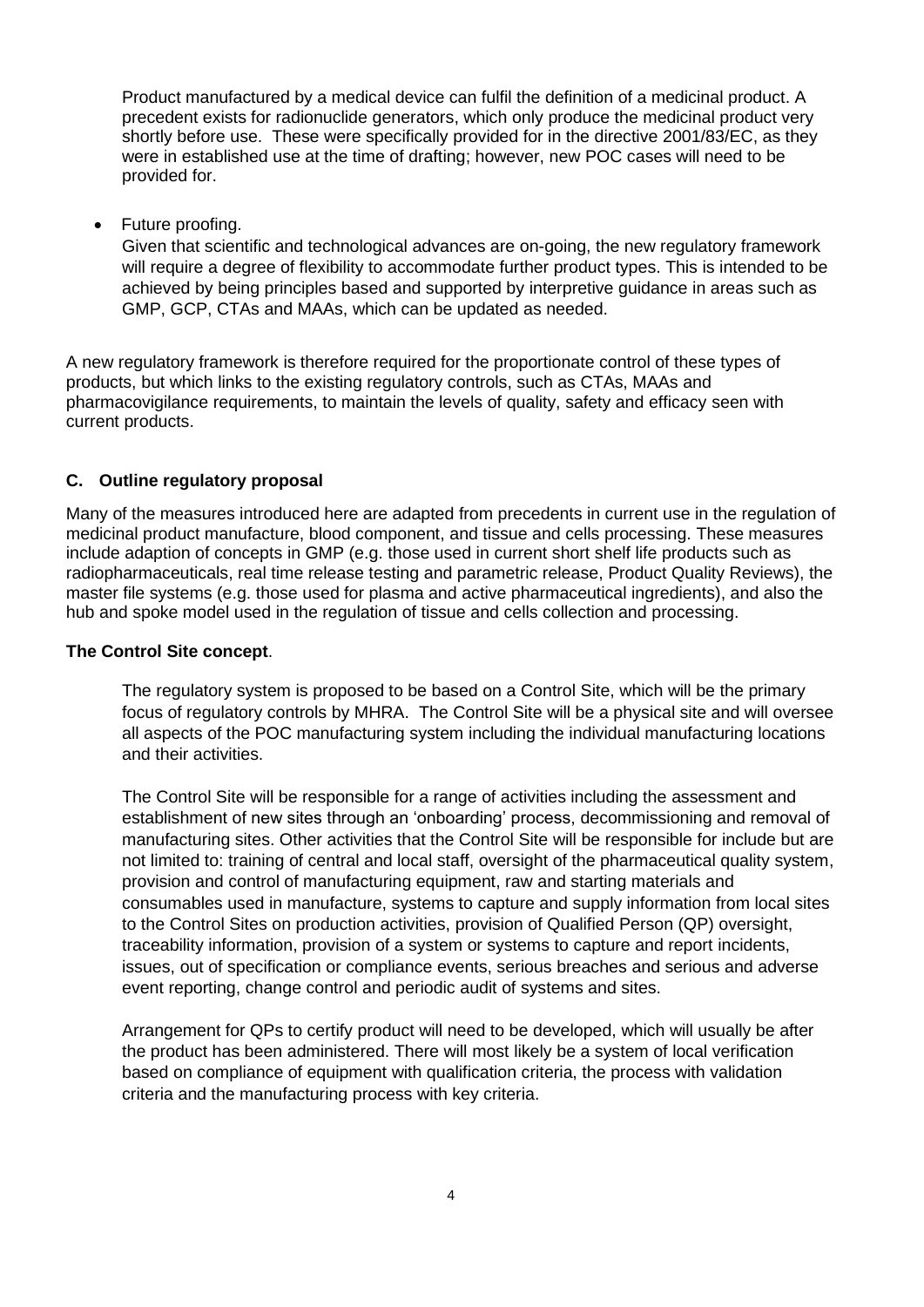Product manufactured by a medical device can fulfil the definition of a medicinal product. A precedent exists for radionuclide generators, which only produce the medicinal product very shortly before use. These were specifically provided for in the directive 2001/83/EC, as they were in established use at the time of drafting; however, new POC cases will need to be provided for.

- Future proofing.
  Given that scientific and technological advances are on-going, the new regulatory framework will require a degree of flexibility to accommodate further product types. This is intended to be achieved by being principles based and supported by interpretive guidance in areas such as GMP, GCP, CTAs and MAAs, which can be updated as needed.

A new regulatory framework is therefore required for the proportionate control of these types of products, but which links to the existing regulatory controls, such as CTAs, MAAs and pharmacovigilance requirements, to maintain the levels of quality, safety and efficacy seen with current products.

## C. Outline regulatory proposal

Many of the measures introduced here are adapted from precedents in current use in the regulation of medicinal product manufacture, blood component, and tissue and cells processing. These measures include adaption of concepts in GMP (e.g. those used in current short shelf life products such as radiopharmaceuticals, real time release testing and parametric release, Product Quality Reviews), the master file systems (e.g. those used for plasma and active pharmaceutical ingredients), and also the hub and spoke model used in the regulation of tissue and cells collection and processing.

**The Control Site concept**.

The regulatory system is proposed to be based on a Control Site, which will be the primary focus of regulatory controls by MHRA. The Control Site will be a physical site and will oversee all aspects of the POC manufacturing system including the individual manufacturing locations and their activities.

The Control Site will be responsible for a range of activities including the assessment and establishment of new sites through an 'onboarding' process, decommissioning and removal of manufacturing sites. Other activities that the Control Site will be responsible for include but are not limited to: training of central and local staff, oversight of the pharmaceutical quality system, provision and control of manufacturing equipment, raw and starting materials and consumables used in manufacture, systems to capture and supply information from local sites to the Control Sites on production activities, provision of Qualified Person (QP) oversight, traceability information, provision of a system or systems to capture and report incidents, issues, out of specification or compliance events, serious breaches and serious and adverse event reporting, change control and periodic audit of systems and sites.

Arrangement for QPs to certify product will need to be developed, which will usually be after the product has been administered. There will most likely be a system of local verification based on compliance of equipment with qualification criteria, the process with validation criteria and the manufacturing process with key criteria.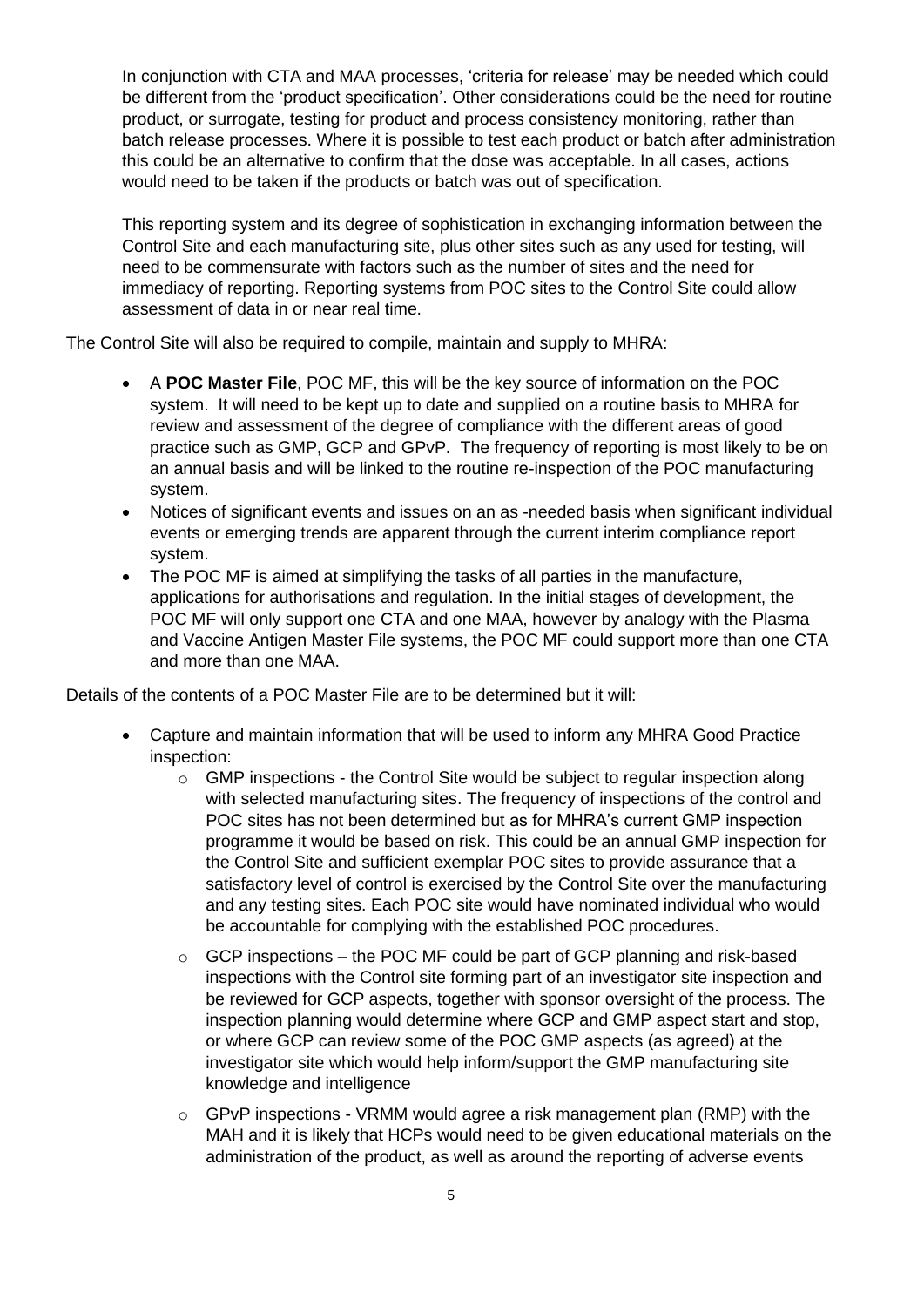In conjunction with CTA and MAA processes, 'criteria for release' may be needed which could be different from the 'product specification'. Other considerations could be the need for routine product, or surrogate, testing for product and process consistency monitoring, rather than batch release processes. Where it is possible to test each product or batch after administration this could be an alternative to confirm that the dose was acceptable. In all cases, actions would need to be taken if the products or batch was out of specification.

This reporting system and its degree of sophistication in exchanging information between the Control Site and each manufacturing site, plus other sites such as any used for testing, will need to be commensurate with factors such as the number of sites and the need for immediacy of reporting. Reporting systems from POC sites to the Control Site could allow assessment of data in or near real time.

The Control Site will also be required to compile, maintain and supply to MHRA:

- A **POC Master File**, POC MF, this will be the key source of information on the POC system. It will need to be kept up to date and supplied on a routine basis to MHRA for review and assessment of the degree of compliance with the different areas of good practice such as GMP, GCP and GPvP. The frequency of reporting is most likely to be on an annual basis and will be linked to the routine re-inspection of the POC manufacturing system.
- Notices of significant events and issues on an as -needed basis when significant individual events or emerging trends are apparent through the current interim compliance report system.
- The POC MF is aimed at simplifying the tasks of all parties in the manufacture, applications for authorisations and regulation. In the initial stages of development, the POC MF will only support one CTA and one MAA, however by analogy with the Plasma and Vaccine Antigen Master File systems, the POC MF could support more than one CTA and more than one MAA.

Details of the contents of a POC Master File are to be determined but it will:

- Capture and maintain information that will be used to inform any MHRA Good Practice inspection:
  - GMP inspections - the Control Site would be subject to regular inspection along with selected manufacturing sites. The frequency of inspections of the control and POC sites has not been determined but as for MHRA's current GMP inspection programme it would be based on risk. This could be an annual GMP inspection for the Control Site and sufficient exemplar POC sites to provide assurance that a satisfactory level of control is exercised by the Control Site over the manufacturing and any testing sites. Each POC site would have nominated individual who would be accountable for complying with the established POC procedures.
  - GCP inspections – the POC MF could be part of GCP planning and risk-based inspections with the Control site forming part of an investigator site inspection and be reviewed for GCP aspects, together with sponsor oversight of the process. The inspection planning would determine where GCP and GMP aspect start and stop, or where GCP can review some of the POC GMP aspects (as agreed) at the investigator site which would help inform/support the GMP manufacturing site knowledge and intelligence
  - GPvP inspections - VRMM would agree a risk management plan (RMP) with the MAH and it is likely that HCPs would need to be given educational materials on the administration of the product, as well as around the reporting of adverse events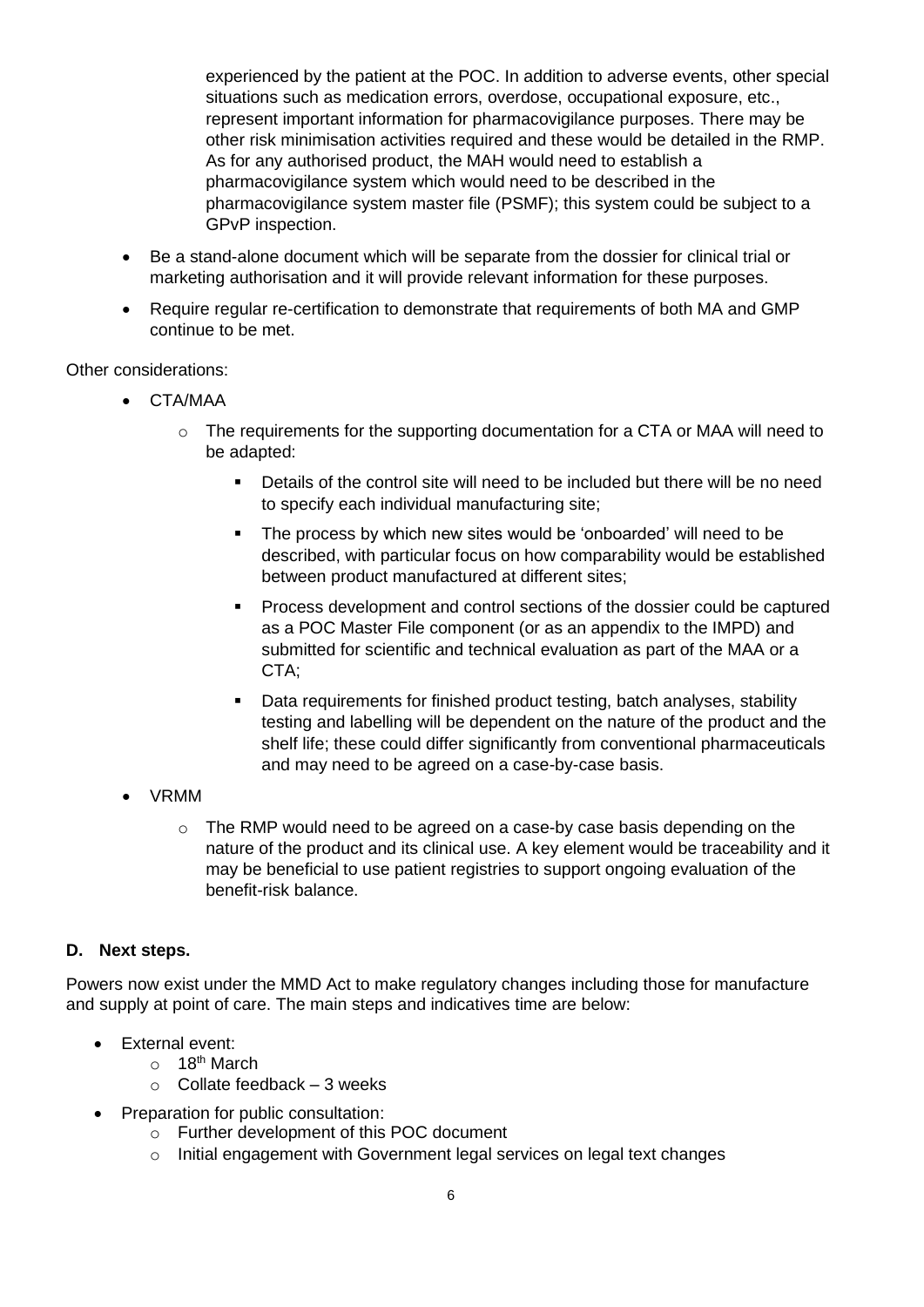experienced by the patient at the POC. In addition to adverse events, other special situations such as medication errors, overdose, occupational exposure, etc., represent important information for pharmacovigilance purposes. There may be other risk minimisation activities required and these would be detailed in the RMP. As for any authorised product, the MAH would need to establish a pharmacovigilance system which would need to be described in the pharmacovigilance system master file (PSMF); this system could be subject to a GPvP inspection.

- Be a stand-alone document which will be separate from the dossier for clinical trial or marketing authorisation and it will provide relevant information for these purposes.
- Require regular re-certification to demonstrate that requirements of both MA and GMP continue to be met.

Other considerations:

- CTA/MAA
  - The requirements for the supporting documentation for a CTA or MAA will need to be adapted:
    - Details of the control site will need to be included but there will be no need to specify each individual manufacturing site;
    - The process by which new sites would be 'onboarded' will need to be described, with particular focus on how comparability would be established between product manufactured at different sites;
    - Process development and control sections of the dossier could be captured as a POC Master File component (or as an appendix to the IMPD) and submitted for scientific and technical evaluation as part of the MAA or a CTA;
    - Data requirements for finished product testing, batch analyses, stability testing and labelling will be dependent on the nature of the product and the shelf life; these could differ significantly from conventional pharmaceuticals and may need to be agreed on a case-by-case basis.
- VRMM
  - The RMP would need to be agreed on a case-by case basis depending on the nature of the product and its clinical use. A key element would be traceability and it may be beneficial to use patient registries to support ongoing evaluation of the benefit-risk balance.

**D. Next steps.**

Powers now exist under the MMD Act to make regulatory changes including those for manufacture and supply at point of care. The main steps and indicatives time are below:

- External event:
  - 18th March
  - Collate feedback – 3 weeks
- Preparation for public consultation:
  - Further development of this POC document
  - Initial engagement with Government legal services on legal text changes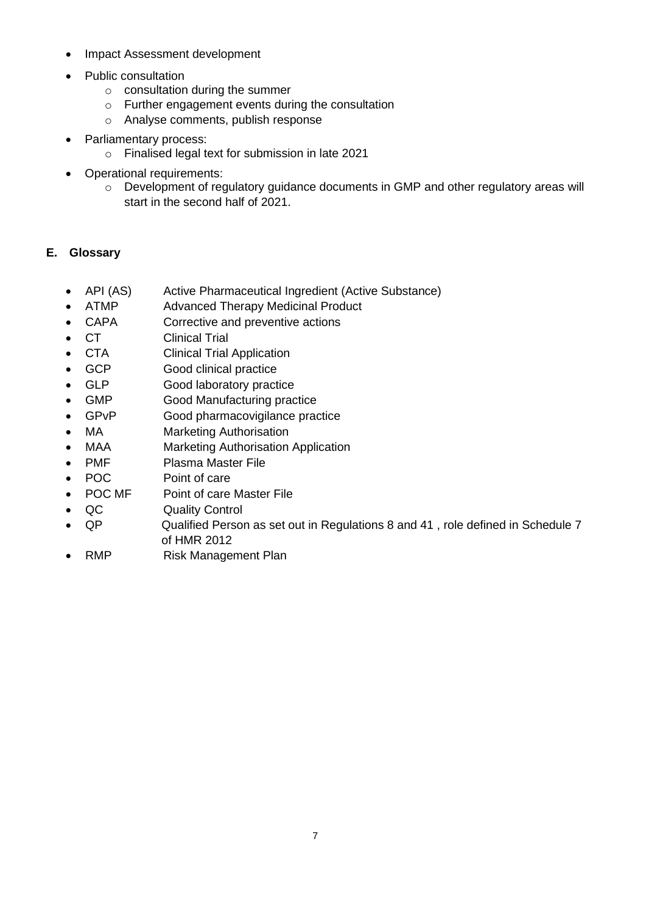- Impact Assessment development
- Public consultation
  - consultation during the summer
  - Further engagement events during the consultation
  - Analyse comments, publish response
- Parliamentary process:
  - Finalised legal text for submission in late 2021
- Operational requirements:
  - Development of regulatory guidance documents in GMP and other regulatory areas will start in the second half of 2021.

## E. Glossary

- API (AS) Active Pharmaceutical Ingredient (Active Substance)
- ATMP Advanced Therapy Medicinal Product
- CAPA Corrective and preventive actions
- CT Clinical Trial
- CTA Clinical Trial Application
- GCP Good clinical practice
- GLP Good laboratory practice
- GMP Good Manufacturing practice
- GPvP Good pharmacovigilance practice
- MA Marketing Authorisation
- MAA Marketing Authorisation Application
- PMF Plasma Master File
- POC Point of care
- POC MF Point of care Master File
- QC Quality Control
- QP Qualified Person as set out in Regulations 8 and 41 , role defined in Schedule 7 of HMR 2012
- RMP Risk Management Plan